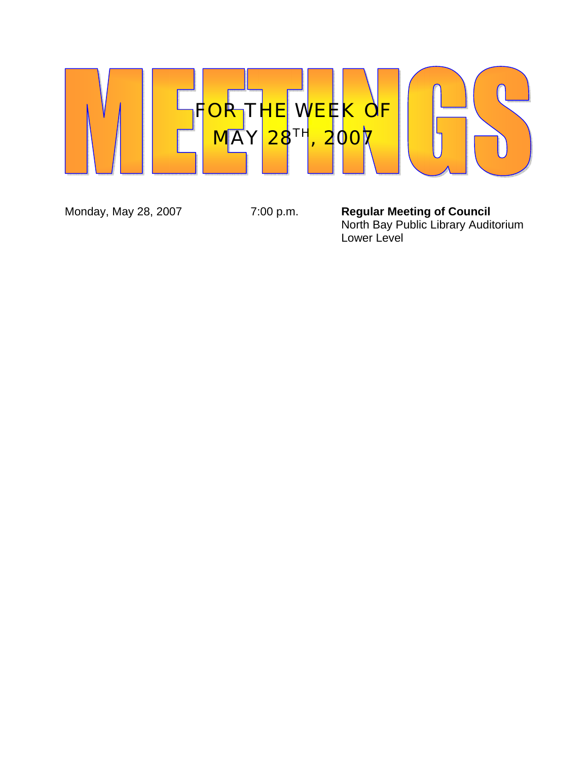# MEETINGS

## FOR THE WEEK OF MAY 28TH, 2007

| | | |
|---|---|---|
| Monday, May 28, 2007 | 7:00 p.m. | **Regular Meeting of Council**<br>North Bay Public Library Auditorium<br>Lower Level |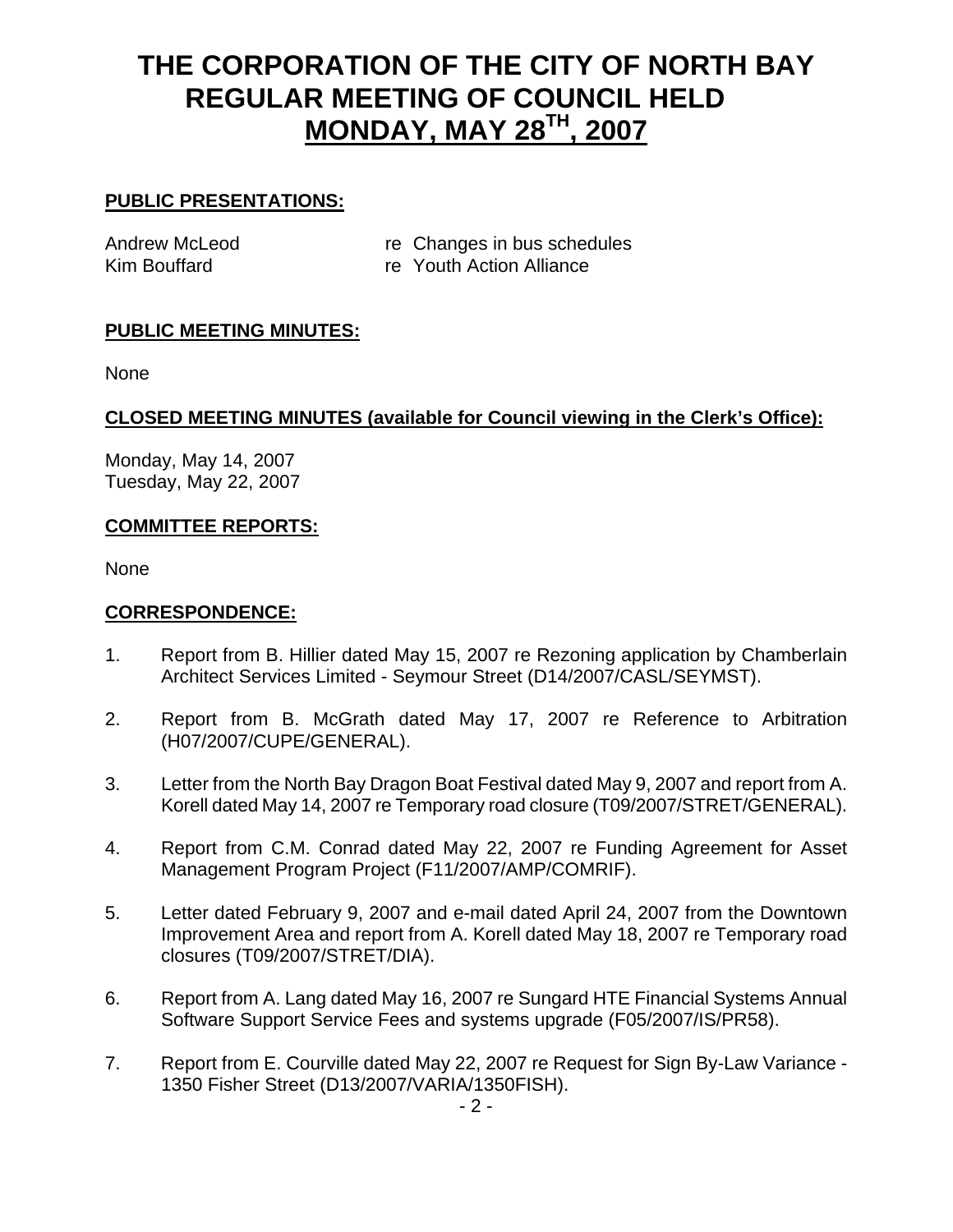# THE CORPORATION OF THE CITY OF NORTH BAY REGULAR MEETING OF COUNCIL HELD MONDAY, MAY 28TH, 2007

**PUBLIC PRESENTATIONS:**

Andrew McLeod re Changes in bus schedules
Kim Bouffard re Youth Action Alliance

**PUBLIC MEETING MINUTES:**

None

**CLOSED MEETING MINUTES (available for Council viewing in the Clerk's Office):**

Monday, May 14, 2007
Tuesday, May 22, 2007

**COMMITTEE REPORTS:**

None

**CORRESPONDENCE:**

1. Report from B. Hillier dated May 15, 2007 re Rezoning application by Chamberlain Architect Services Limited - Seymour Street (D14/2007/CASL/SEYMST).
2. Report from B. McGrath dated May 17, 2007 re Reference to Arbitration (H07/2007/CUPE/GENERAL).
3. Letter from the North Bay Dragon Boat Festival dated May 9, 2007 and report from A. Korell dated May 14, 2007 re Temporary road closure (T09/2007/STRET/GENERAL).
4. Report from C.M. Conrad dated May 22, 2007 re Funding Agreement for Asset Management Program Project (F11/2007/AMP/COMRIF).
5. Letter dated February 9, 2007 and e-mail dated April 24, 2007 from the Downtown Improvement Area and report from A. Korell dated May 18, 2007 re Temporary road closures (T09/2007/STRET/DIA).
6. Report from A. Lang dated May 16, 2007 re Sungard HTE Financial Systems Annual Software Support Service Fees and systems upgrade (F05/2007/IS/PR58).
7. Report from E. Courville dated May 22, 2007 re Request for Sign By-Law Variance - 1350 Fisher Street (D13/2007/VARIA/1350FISH).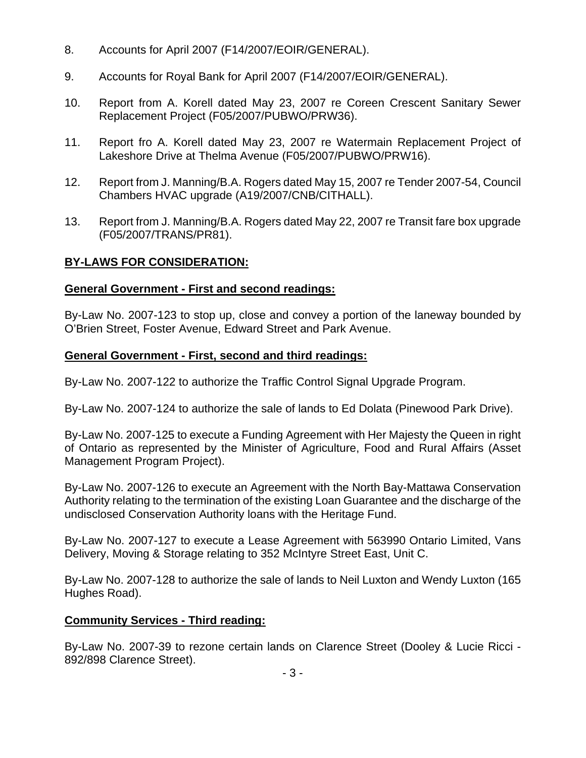8. Accounts for April 2007 (F14/2007/EOIR/GENERAL).

9. Accounts for Royal Bank for April 2007 (F14/2007/EOIR/GENERAL).

10. Report from A. Korell dated May 23, 2007 re Coreen Crescent Sanitary Sewer Replacement Project (F05/2007/PUBWO/PRW36).

11. Report fro A. Korell dated May 23, 2007 re Watermain Replacement Project of Lakeshore Drive at Thelma Avenue (F05/2007/PUBWO/PRW16).

12. Report from J. Manning/B.A. Rogers dated May 15, 2007 re Tender 2007-54, Council Chambers HVAC upgrade (A19/2007/CNB/CITHALL).

13. Report from J. Manning/B.A. Rogers dated May 22, 2007 re Transit fare box upgrade (F05/2007/TRANS/PR81).

**BY-LAWS FOR CONSIDERATION:**

**General Government - First and second readings:**

By-Law No. 2007-123 to stop up, close and convey a portion of the laneway bounded by O'Brien Street, Foster Avenue, Edward Street and Park Avenue.

**General Government - First, second and third readings:**

By-Law No. 2007-122 to authorize the Traffic Control Signal Upgrade Program.

By-Law No. 2007-124 to authorize the sale of lands to Ed Dolata (Pinewood Park Drive).

By-Law No. 2007-125 to execute a Funding Agreement with Her Majesty the Queen in right of Ontario as represented by the Minister of Agriculture, Food and Rural Affairs (Asset Management Program Project).

By-Law No. 2007-126 to execute an Agreement with the North Bay-Mattawa Conservation Authority relating to the termination of the existing Loan Guarantee and the discharge of the undisclosed Conservation Authority loans with the Heritage Fund.

By-Law No. 2007-127 to execute a Lease Agreement with 563990 Ontario Limited, Vans Delivery, Moving & Storage relating to 352 McIntyre Street East, Unit C.

By-Law No. 2007-128 to authorize the sale of lands to Neil Luxton and Wendy Luxton (165 Hughes Road).

**Community Services - Third reading:**

By-Law No. 2007-39 to rezone certain lands on Clarence Street (Dooley & Lucie Ricci - 892/898 Clarence Street).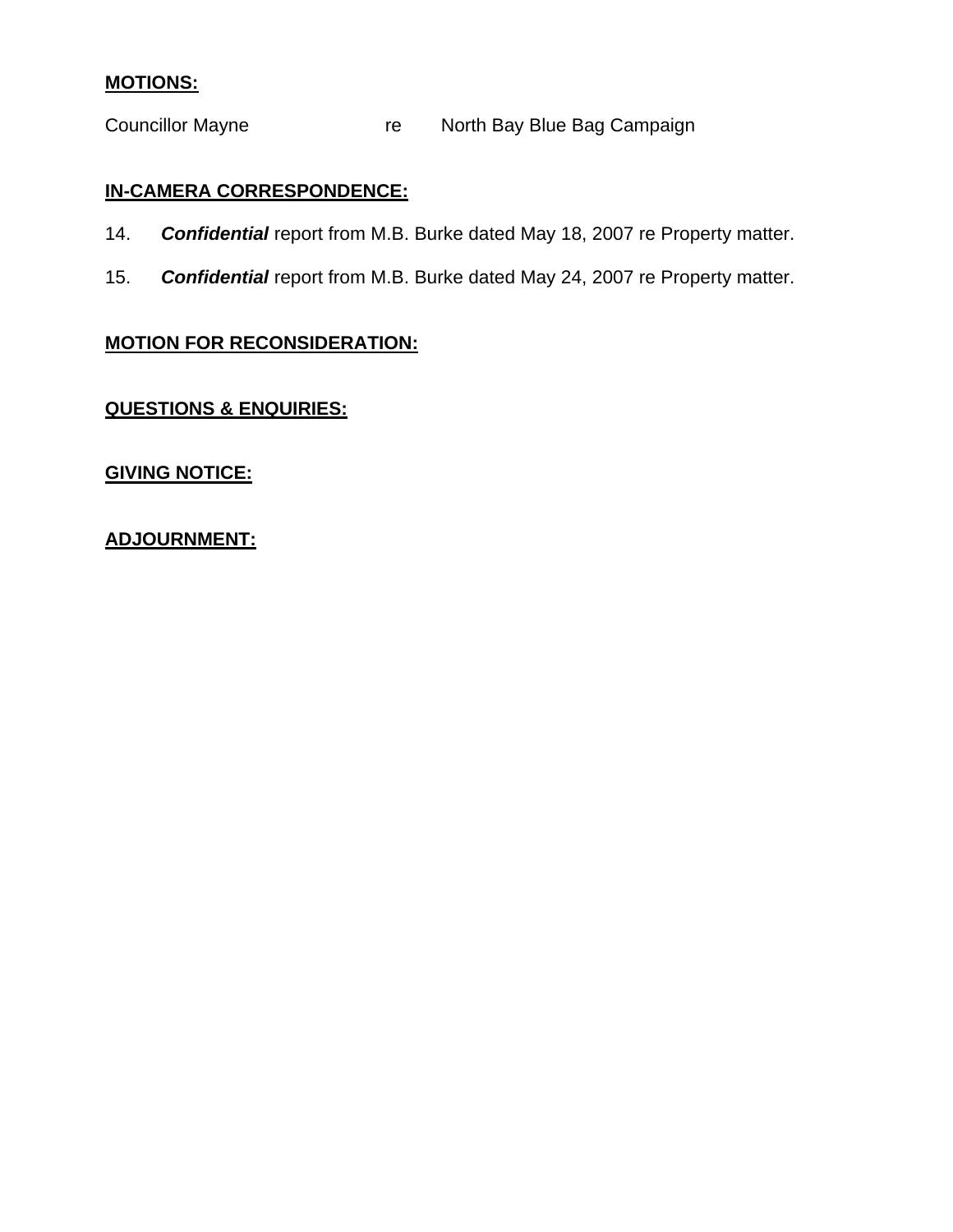**MOTIONS:**

Councillor Mayne re North Bay Blue Bag Campaign

**IN-CAMERA CORRESPONDENCE:**

14. ***Confidential*** report from M.B. Burke dated May 18, 2007 re Property matter.

15. ***Confidential*** report from M.B. Burke dated May 24, 2007 re Property matter.

**MOTION FOR RECONSIDERATION:**

**QUESTIONS & ENQUIRIES:**

**GIVING NOTICE:**

**ADJOURNMENT:**